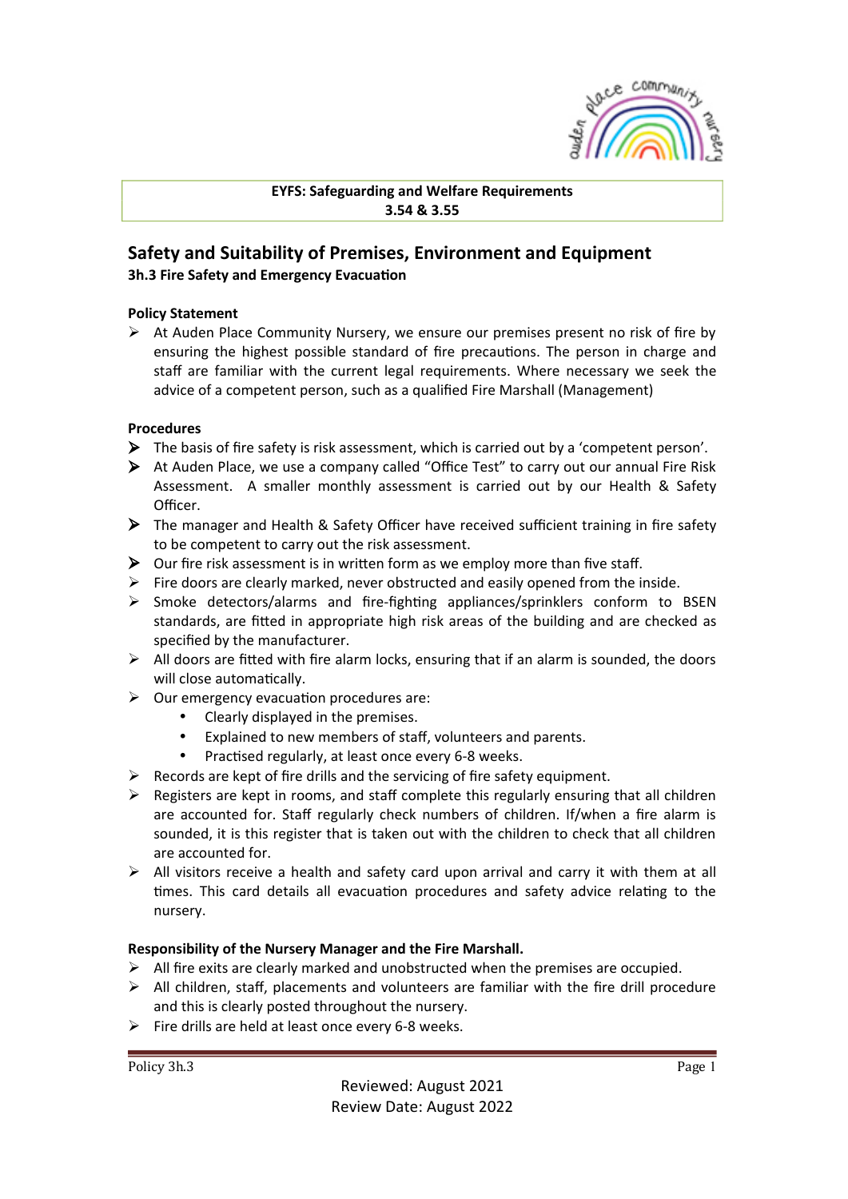**EYFS: Safeguarding and Welfare Requirements**
**3.54 & 3.55**

## Safety and Suitability of Premises, Environment and Equipment

### 3h.3 Fire Safety and Emergency Evacuation

**Policy Statement**

- At Auden Place Community Nursery, we ensure our premises present no risk of fire by ensuring the highest possible standard of fire precautions. The person in charge and staff are familiar with the current legal requirements. Where necessary we seek the advice of a competent person, such as a qualified Fire Marshall (Management)

**Procedures**

- The basis of fire safety is risk assessment, which is carried out by a 'competent person'.
- At Auden Place, we use a company called "Office Test" to carry out our annual Fire Risk Assessment. A smaller monthly assessment is carried out by our Health & Safety Officer.
- The manager and Health & Safety Officer have received sufficient training in fire safety to be competent to carry out the risk assessment.
- Our fire risk assessment is in written form as we employ more than five staff.
- Fire doors are clearly marked, never obstructed and easily opened from the inside.
- Smoke detectors/alarms and fire-fighting appliances/sprinklers conform to BSEN standards, are fitted in appropriate high risk areas of the building and are checked as specified by the manufacturer.
- All doors are fitted with fire alarm locks, ensuring that if an alarm is sounded, the doors will close automatically.
- Our emergency evacuation procedures are:
  - Clearly displayed in the premises.
  - Explained to new members of staff, volunteers and parents.
  - Practised regularly, at least once every 6-8 weeks.
- Records are kept of fire drills and the servicing of fire safety equipment.
- Registers are kept in rooms, and staff complete this regularly ensuring that all children are accounted for. Staff regularly check numbers of children. If/when a fire alarm is sounded, it is this register that is taken out with the children to check that all children are accounted for.
- All visitors receive a health and safety card upon arrival and carry it with them at all times. This card details all evacuation procedures and safety advice relating to the nursery.

**Responsibility of the Nursery Manager and the Fire Marshall.**

- All fire exits are clearly marked and unobstructed when the premises are occupied.
- All children, staff, placements and volunteers are familiar with the fire drill procedure and this is clearly posted throughout the nursery.
- Fire drills are held at least once every 6-8 weeks.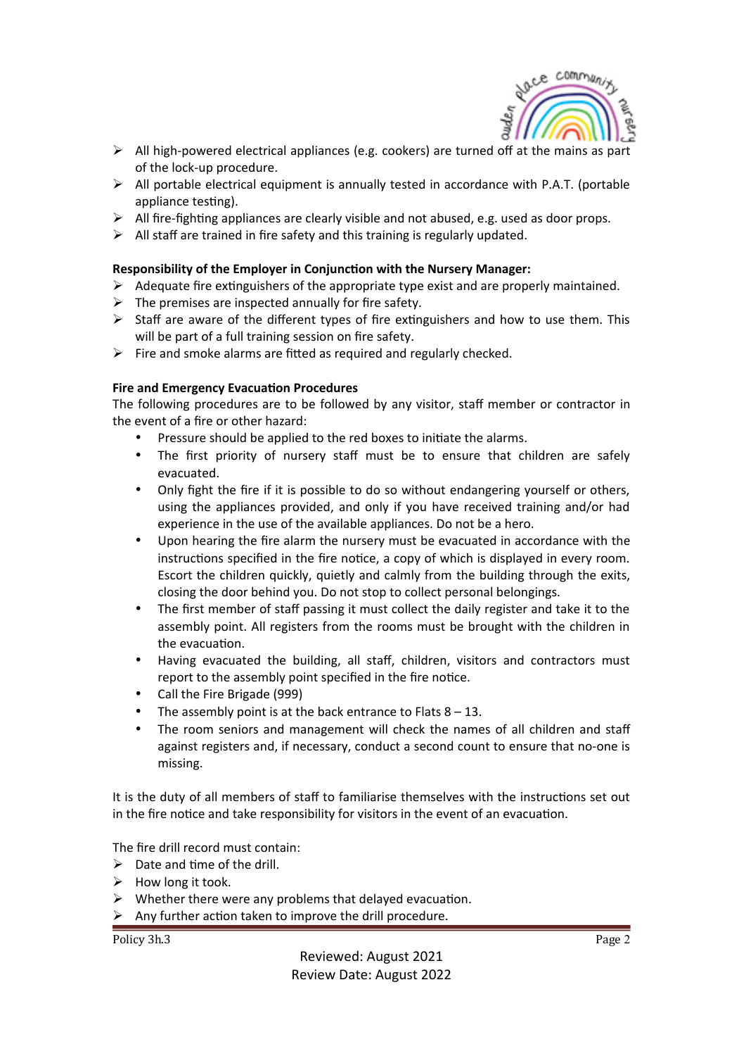- All high-powered electrical appliances (e.g. cookers) are turned off at the mains as part of the lock-up procedure.
- All portable electrical equipment is annually tested in accordance with P.A.T. (portable appliance testing).
- All fire-fighting appliances are clearly visible and not abused, e.g. used as door props.
- All staff are trained in fire safety and this training is regularly updated.

**Responsibility of the Employer in Conjunction with the Nursery Manager:**

- Adequate fire extinguishers of the appropriate type exist and are properly maintained.
- The premises are inspected annually for fire safety.
- Staff are aware of the different types of fire extinguishers and how to use them. This will be part of a full training session on fire safety.
- Fire and smoke alarms are fitted as required and regularly checked.

**Fire and Emergency Evacuation Procedures**

The following procedures are to be followed by any visitor, staff member or contractor in the event of a fire or other hazard:

- Pressure should be applied to the red boxes to initiate the alarms.
- The first priority of nursery staff must be to ensure that children are safely evacuated.
- Only fight the fire if it is possible to do so without endangering yourself or others, using the appliances provided, and only if you have received training and/or had experience in the use of the available appliances. Do not be a hero.
- Upon hearing the fire alarm the nursery must be evacuated in accordance with the instructions specified in the fire notice, a copy of which is displayed in every room. Escort the children quickly, quietly and calmly from the building through the exits, closing the door behind you. Do not stop to collect personal belongings.
- The first member of staff passing it must collect the daily register and take it to the assembly point. All registers from the rooms must be brought with the children in the evacuation.
- Having evacuated the building, all staff, children, visitors and contractors must report to the assembly point specified in the fire notice.
- Call the Fire Brigade (999)
- The assembly point is at the back entrance to Flats 8 – 13.
- The room seniors and management will check the names of all children and staff against registers and, if necessary, conduct a second count to ensure that no-one is missing.

It is the duty of all members of staff to familiarise themselves with the instructions set out in the fire notice and take responsibility for visitors in the event of an evacuation.

The fire drill record must contain:

- Date and time of the drill.
- How long it took.
- Whether there were any problems that delayed evacuation.
- Any further action taken to improve the drill procedure.

Reviewed: August 2021
Review Date: August 2022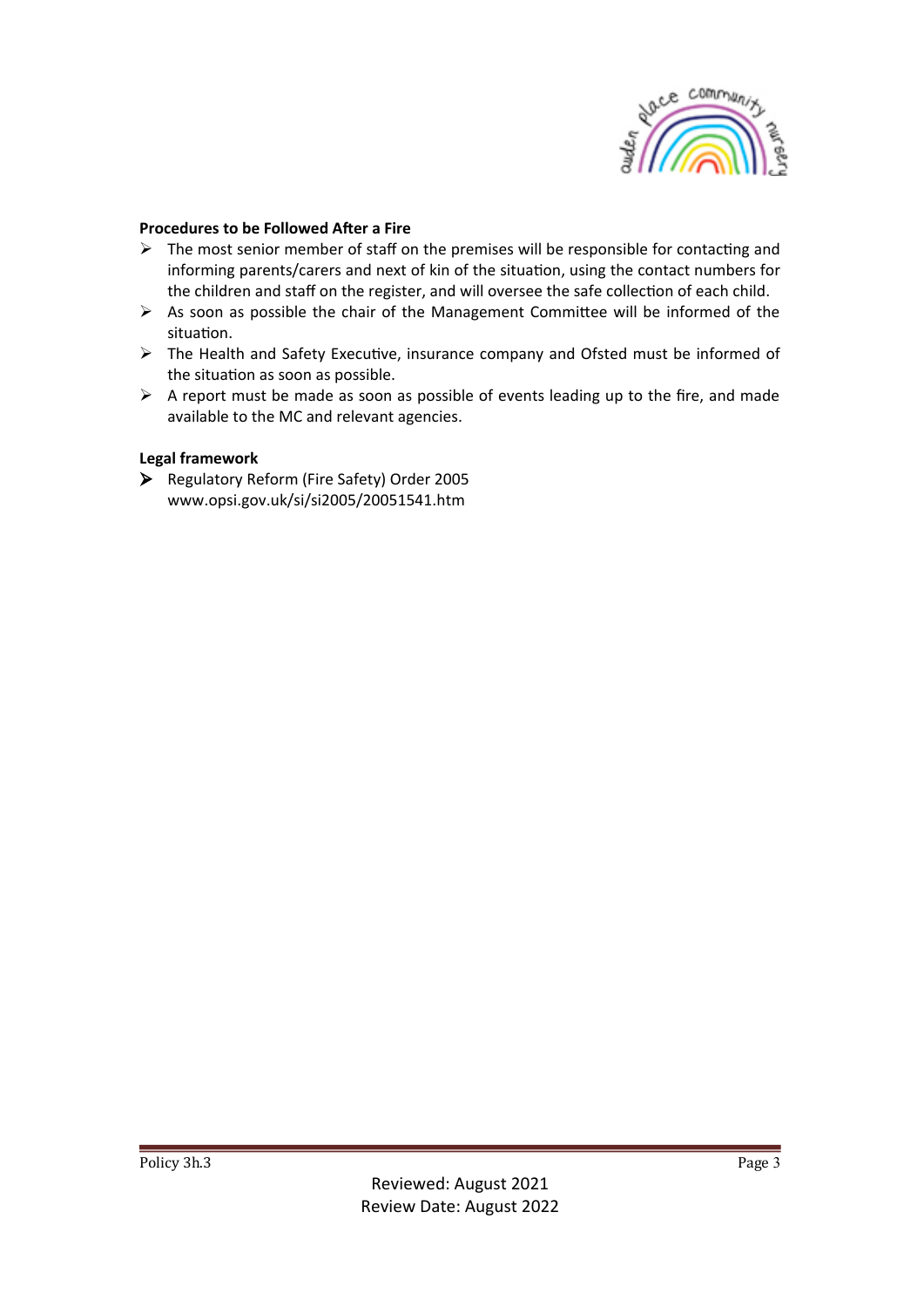**Procedures to be Followed After a Fire**

- The most senior member of staff on the premises will be responsible for contacting and informing parents/carers and next of kin of the situation, using the contact numbers for the children and staff on the register, and will oversee the safe collection of each child.
- As soon as possible the chair of the Management Committee will be informed of the situation.
- The Health and Safety Executive, insurance company and Ofsted must be informed of the situation as soon as possible.
- A report must be made as soon as possible of events leading up to the fire, and made available to the MC and relevant agencies.

**Legal framework**

- Regulatory Reform (Fire Safety) Order 2005
  www.opsi.gov.uk/si/si2005/20051541.htm

Reviewed: August 2021
Review Date: August 2022